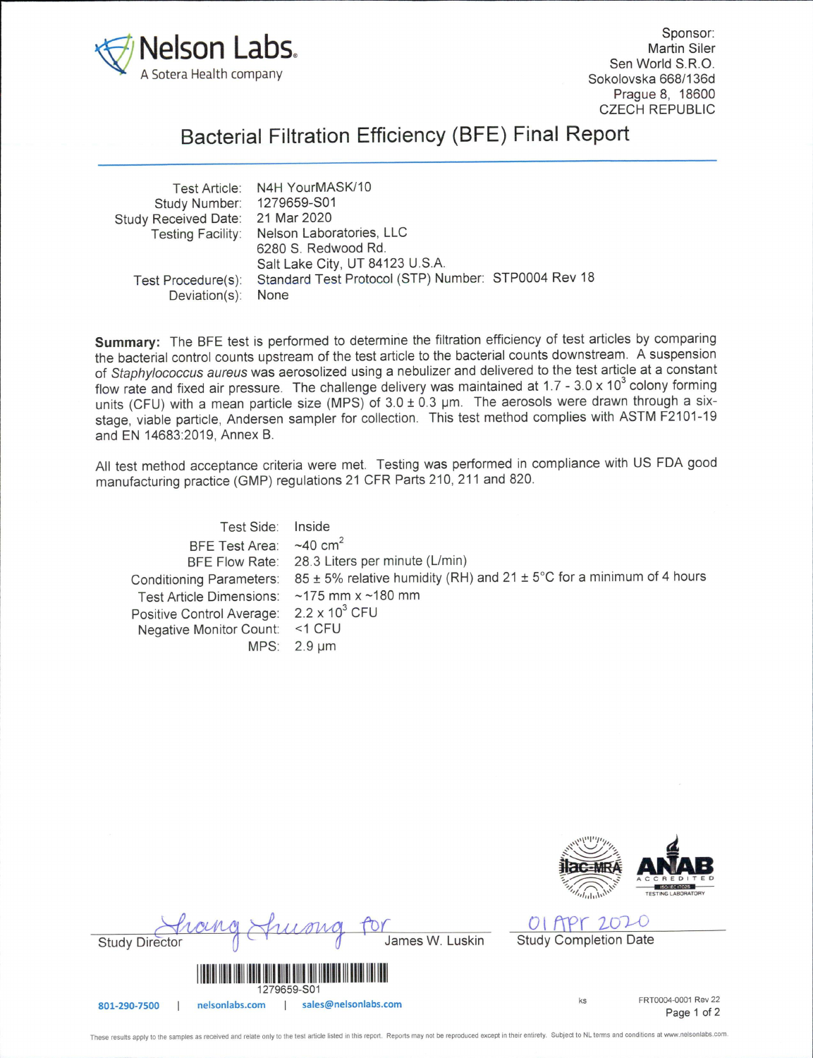Nelson Labs
A Sotera Health company

Sponsor:
Martin Siler
Sen World S.R.O.
Sokolovska 668/136d
Prague 8, 18600
CZECH REPUBLIC

# Bacterial Filtration Efficiency (BFE) Final Report

| | |
|---|---|
| Test Article: | N4H YourMASK/10 |
| Study Number: | 1279659-S01 |
| Study Received Date: | 21 Mar 2020 |
| Testing Facility: | Nelson Laboratories, LLC<br>6280 S. Redwood Rd.<br>Salt Lake City, UT 84123 U.S.A. |
| Test Procedure(s): | Standard Test Protocol (STP) Number: STP0004 Rev 18 |
| Deviation(s): | None |

**Summary:** The BFE test is performed to determine the filtration efficiency of test articles by comparing the bacterial control counts upstream of the test article to the bacterial counts downstream. A suspension of *Staphylococcus aureus* was aerosolized using a nebulizer and delivered to the test article at a constant flow rate and fixed air pressure. The challenge delivery was maintained at 1.7 - 3.0 x $10^3$ colony forming units (CFU) with a mean particle size (MPS) of 3.0 ± 0.3 µm. The aerosols were drawn through a six-stage, viable particle, Andersen sampler for collection. This test method complies with ASTM F2101-19 and EN 14683:2019, Annex B.

All test method acceptance criteria were met. Testing was performed in compliance with US FDA good manufacturing practice (GMP) regulations 21 CFR Parts 210, 211 and 820.

| | |
|---|---|
| Test Side: | Inside |
| BFE Test Area: | ~40 $cm^2$ |
| BFE Flow Rate: | 28.3 Liters per minute (L/min) |
| Conditioning Parameters: | 85 ± 5% relative humidity (RH) and 21 ± 5°C for a minimum of 4 hours |
| Test Article Dimensions: | ~175 mm x ~180 mm |
| Positive Control Average: | 2.2 x $10^3$ CFU |
| Negative Monitor Count: | <1 CFU |
| MPS: | 2.9 µm |

Study Director: Thang Truong for James W. Luskin

Study Completion Date: 01 Apr 2020

1279659-S01

801-290-7500 | nelsonlabs.com | sales@nelsonlabs.com

ks FRT0004-0001 Rev 22

These results apply to the samples as received and relate only to the test article listed in this report. Reports may not be reproduced except in their entirety. Subject to NL terms and conditions at www.nelsonlabs.com.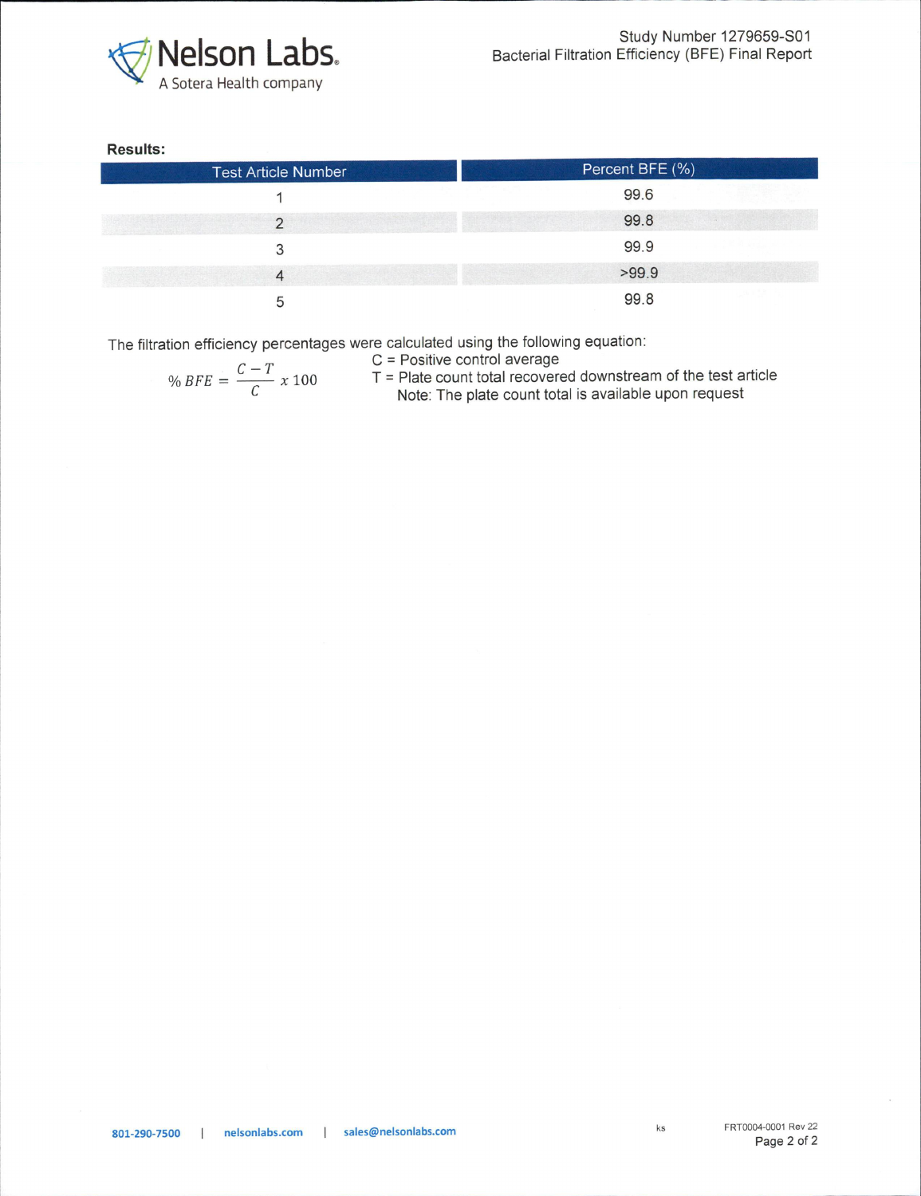**Results:**

| Test Article Number | Percent BFE (%) |
|---|---|
| 1 | 99.6 |
| 2 | 99.8 |
| 3 | 99.9 |
| 4 | >99.9 |
| 5 | 99.8 |

The filtration efficiency percentages were calculated using the following equation:

$$\% BFE = \frac{C - T}{C} x\,100$$

C = Positive control average

T = Plate count total recovered downstream of the test article

Note: The plate count total is available upon request